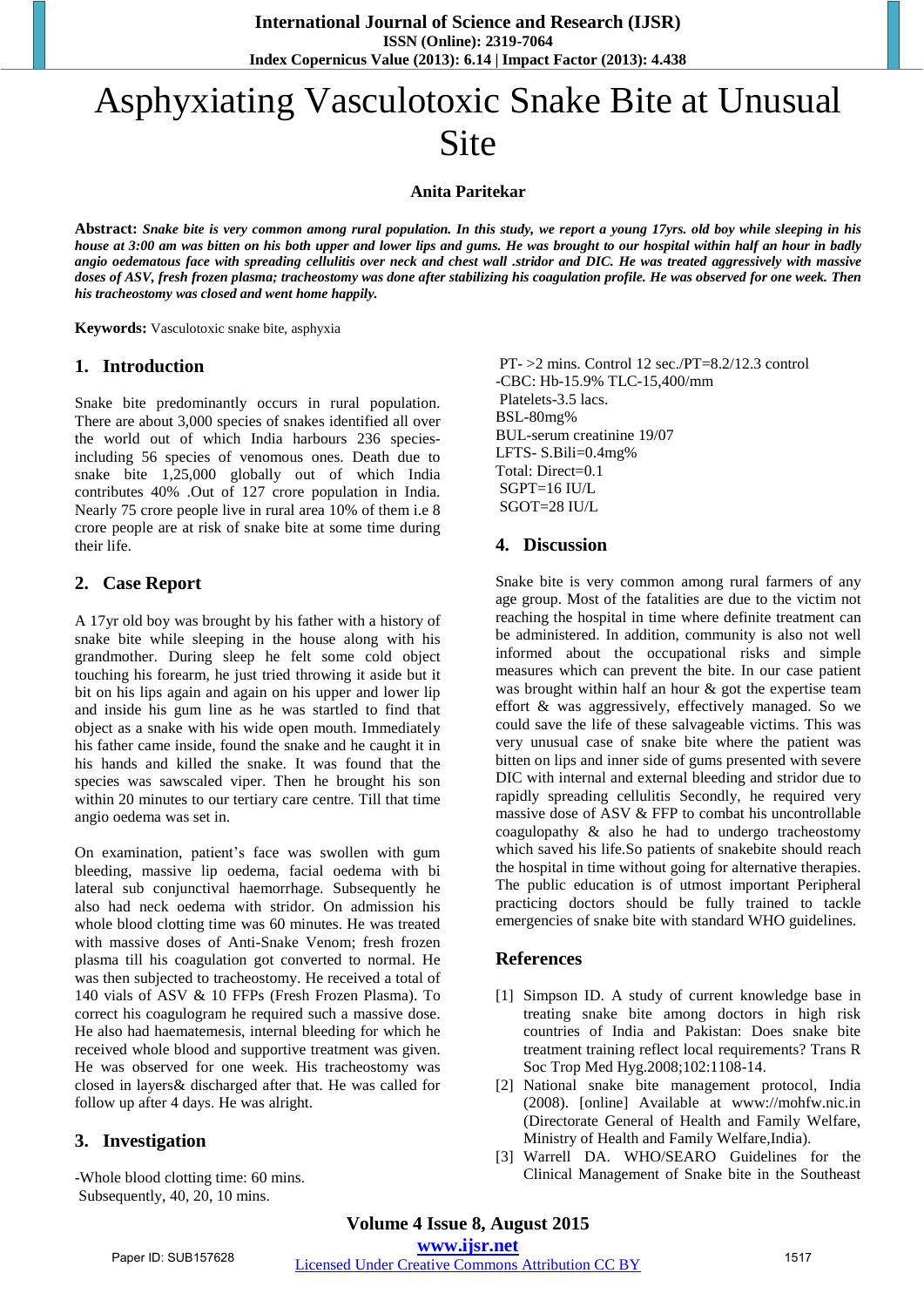# Asphyxiating Vasculotoxic Snake Bite at Unusual Site

**Anita Paritekar**

**Abstract:** ***Snake bite is very common among rural population. In this study, we report a young 17yrs. old boy while sleeping in his house at 3:00 am was bitten on his both upper and lower lips and gums. He was brought to our hospital within half an hour in badly angio oedematous face with spreading cellulitis over neck and chest wall .stridor and DIC. He was treated aggressively with massive doses of ASV, fresh frozen plasma; tracheostomy was done after stabilizing his coagulation profile. He was observed for one week. Then his tracheostomy was closed and went home happily.***

**Keywords:** Vasculotoxic snake bite, asphyxia

## 1. Introduction

Snake bite predominantly occurs in rural population. There are about 3,000 species of snakes identified all over the world out of which India harbours 236 species- including 56 species of venomous ones. Death due to snake bite 1,25,000 globally out of which India contributes 40% .Out of 127 crore population in India. Nearly 75 crore people live in rural area 10% of them i.e 8 crore people are at risk of snake bite at some time during their life.

## 2. Case Report

A 17yr old boy was brought by his father with a history of snake bite while sleeping in the house along with his grandmother. During sleep he felt some cold object touching his forearm, he just tried throwing it aside but it bit on his lips again and again on his upper and lower lip and inside his gum line as he was startled to find that object as a snake with his wide open mouth. Immediately his father came inside, found the snake and he caught it in his hands and killed the snake. It was found that the species was sawscaled viper. Then he brought his son within 20 minutes to our tertiary care centre. Till that time angio oedema was set in.

On examination, patient's face was swollen with gum bleeding, massive lip oedema, facial oedema with bi lateral sub conjunctival haemorrhage. Subsequently he also had neck oedema with stridor. On admission his whole blood clotting time was 60 minutes. He was treated with massive doses of Anti-Snake Venom; fresh frozen plasma till his coagulation got converted to normal. He was then subjected to tracheostomy. He received a total of 140 vials of ASV & 10 FFPs (Fresh Frozen Plasma). To correct his coagulogram he required such a massive dose. He also had haematemesis, internal bleeding for which he received whole blood and supportive treatment was given. He was observed for one week. His tracheostomy was closed in layers& discharged after that. He was called for follow up after 4 days. He was alright.

## 3. Investigation

-Whole blood clotting time: 60 mins.
Subsequently, 40, 20, 10 mins.
PT- >2 mins. Control 12 sec./PT=8.2/12.3 control
-CBC: Hb-15.9% TLC-15,400/mm
Platelets-3.5 lacs.
BSL-80mg%
BUL-serum creatinine 19/07
LFTS- S.Bili=0.4mg%
Total: Direct=0.1
SGPT=16 IU/L
SGOT=28 IU/L

## 4. Discussion

Snake bite is very common among rural farmers of any age group. Most of the fatalities are due to the victim not reaching the hospital in time where definite treatment can be administered. In addition, community is also not well informed about the occupational risks and simple measures which can prevent the bite. In our case patient was brought within half an hour & got the expertise team effort & was aggressively, effectively managed. So we could save the life of these salvageable victims. This was very unusual case of snake bite where the patient was bitten on lips and inner side of gums presented with severe DIC with internal and external bleeding and stridor due to rapidly spreading cellulitis Secondly, he required very massive dose of ASV & FFP to combat his uncontrollable coagulopathy & also he had to undergo tracheostomy which saved his life.So patients of snakebite should reach the hospital in time without going for alternative therapies. The public education is of utmost important Peripheral practicing doctors should be fully trained to tackle emergencies of snake bite with standard WHO guidelines.

## References

[1] Simpson ID. A study of current knowledge base in treating snake bite among doctors in high risk countries of India and Pakistan: Does snake bite treatment training reflect local requirements? Trans R Soc Trop Med Hyg.2008;102:1108-14.

[2] National snake bite management protocol, India (2008). [online] Available at www://mohfw.nic.in (Directorate General of Health and Family Welfare, Ministry of Health and Family Welfare,India).

[3] Warrell DA. WHO/SEARO Guidelines for the Clinical Management of Snake bite in the Southeast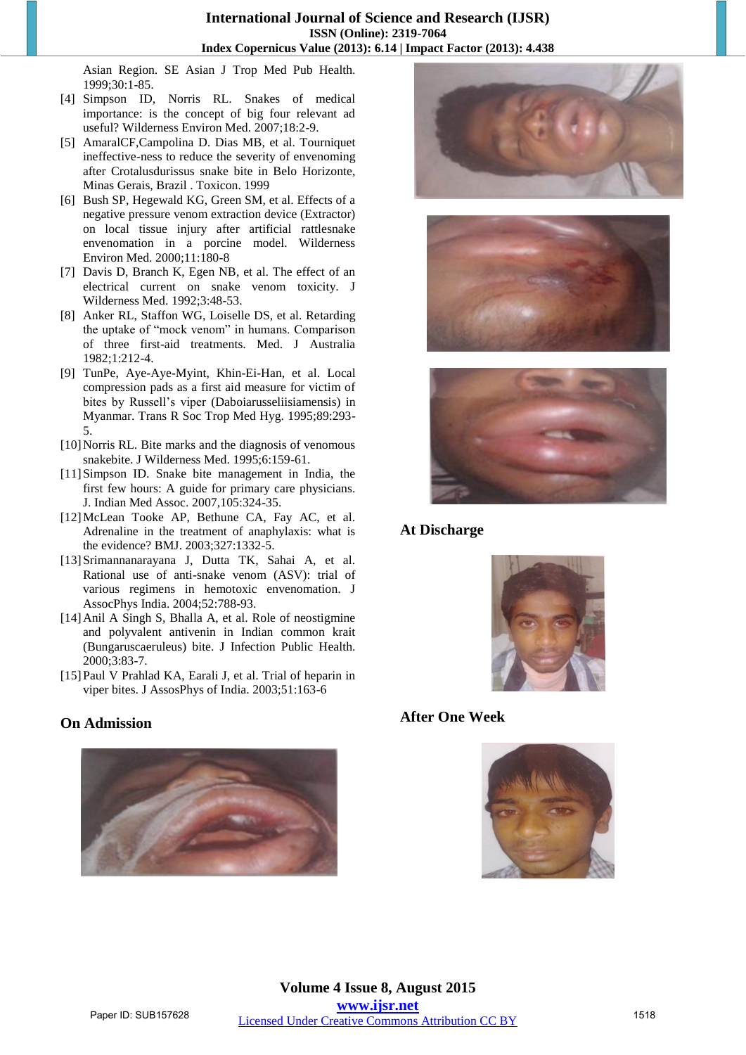Asian Region. SE Asian J Trop Med Pub Health. 1999;30:1-85.

[4] Simpson ID, Norris RL. Snakes of medical importance: is the concept of big four relevant ad useful? Wilderness Environ Med. 2007;18:2-9.

[5] AmaralCF,Campolina D. Dias MB, et al. Tourniquet ineffective-ness to reduce the severity of envenoming after Crotalusdurissus snake bite in Belo Horizonte, Minas Gerais, Brazil . Toxicon. 1999

[6] Bush SP, Hegewald KG, Green SM, et al. Effects of a negative pressure venom extraction device (Extractor) on local tissue injury after artificial rattlesnake envenomation in a porcine model. Wilderness Environ Med. 2000;11:180-8

[7] Davis D, Branch K, Egen NB, et al. The effect of an electrical current on snake venom toxicity. J Wilderness Med. 1992;3:48-53.

[8] Anker RL, Staffon WG, Loiselle DS, et al. Retarding the uptake of "mock venom" in humans. Comparison of three first-aid treatments. Med. J Australia 1982;1:212-4.

[9] TunPe, Aye-Aye-Myint, Khin-Ei-Han, et al. Local compression pads as a first aid measure for victim of bites by Russell's viper (Daboiarusseliisiamensis) in Myanmar. Trans R Soc Trop Med Hyg. 1995;89:293-5.

[10] Norris RL. Bite marks and the diagnosis of venomous snakebite. J Wilderness Med. 1995;6:159-61.

[11] Simpson ID. Snake bite management in India, the first few hours: A guide for primary care physicians. J. Indian Med Assoc. 2007,105:324-35.

[12] McLean Tooke AP, Bethune CA, Fay AC, et al. Adrenaline in the treatment of anaphylaxis: what is the evidence? BMJ. 2003;327:1332-5.

[13] Srimannanarayana J, Dutta TK, Sahai A, et al. Rational use of anti-snake venom (ASV): trial of various regimens in hemotoxic envenomation. J AssocPhys India. 2004;52:788-93.

[14] Anil A Singh S, Bhalla A, et al. Role of neostigmine and polyvalent antivenin in Indian common krait (Bungaruscaeruleus) bite. J Infection Public Health. 2000;3:83-7.

[15] Paul V Prahlad KA, Earali J, et al. Trial of heparin in viper bites. J AssosPhys of India. 2003;51:163-6

## On Admission

## At Discharge

## After One Week